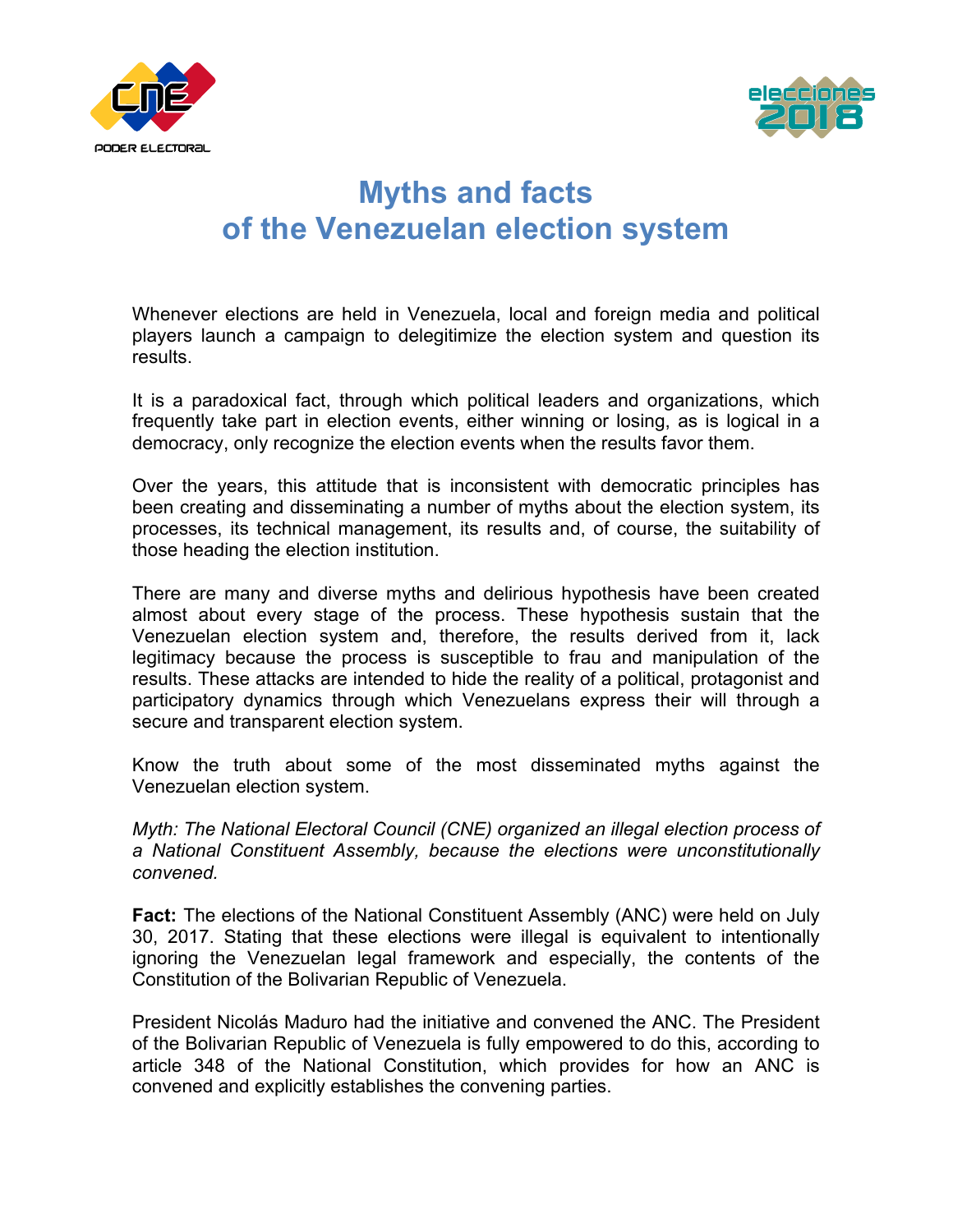# Myths and facts of the Venezuelan election system

Whenever elections are held in Venezuela, local and foreign media and political players launch a campaign to delegitimize the election system and question its results.

It is a paradoxical fact, through which political leaders and organizations, which frequently take part in election events, either winning or losing, as is logical in a democracy, only recognize the election events when the results favor them.

Over the years, this attitude that is inconsistent with democratic principles has been creating and disseminating a number of myths about the election system, its processes, its technical management, its results and, of course, the suitability of those heading the election institution.

There are many and diverse myths and delirious hypothesis have been created almost about every stage of the process. These hypothesis sustain that the Venezuelan election system and, therefore, the results derived from it, lack legitimacy because the process is susceptible to frau and manipulation of the results. These attacks are intended to hide the reality of a political, protagonist and participatory dynamics through which Venezuelans express their will through a secure and transparent election system.

Know the truth about some of the most disseminated myths against the Venezuelan election system.

*Myth: The National Electoral Council (CNE) organized an illegal election process of a National Constituent Assembly, because the elections were unconstitutionally convened.*

**Fact:** The elections of the National Constituent Assembly (ANC) were held on July 30, 2017. Stating that these elections were illegal is equivalent to intentionally ignoring the Venezuelan legal framework and especially, the contents of the Constitution of the Bolivarian Republic of Venezuela.

President Nicolás Maduro had the initiative and convened the ANC. The President of the Bolivarian Republic of Venezuela is fully empowered to do this, according to article 348 of the National Constitution, which provides for how an ANC is convened and explicitly establishes the convening parties.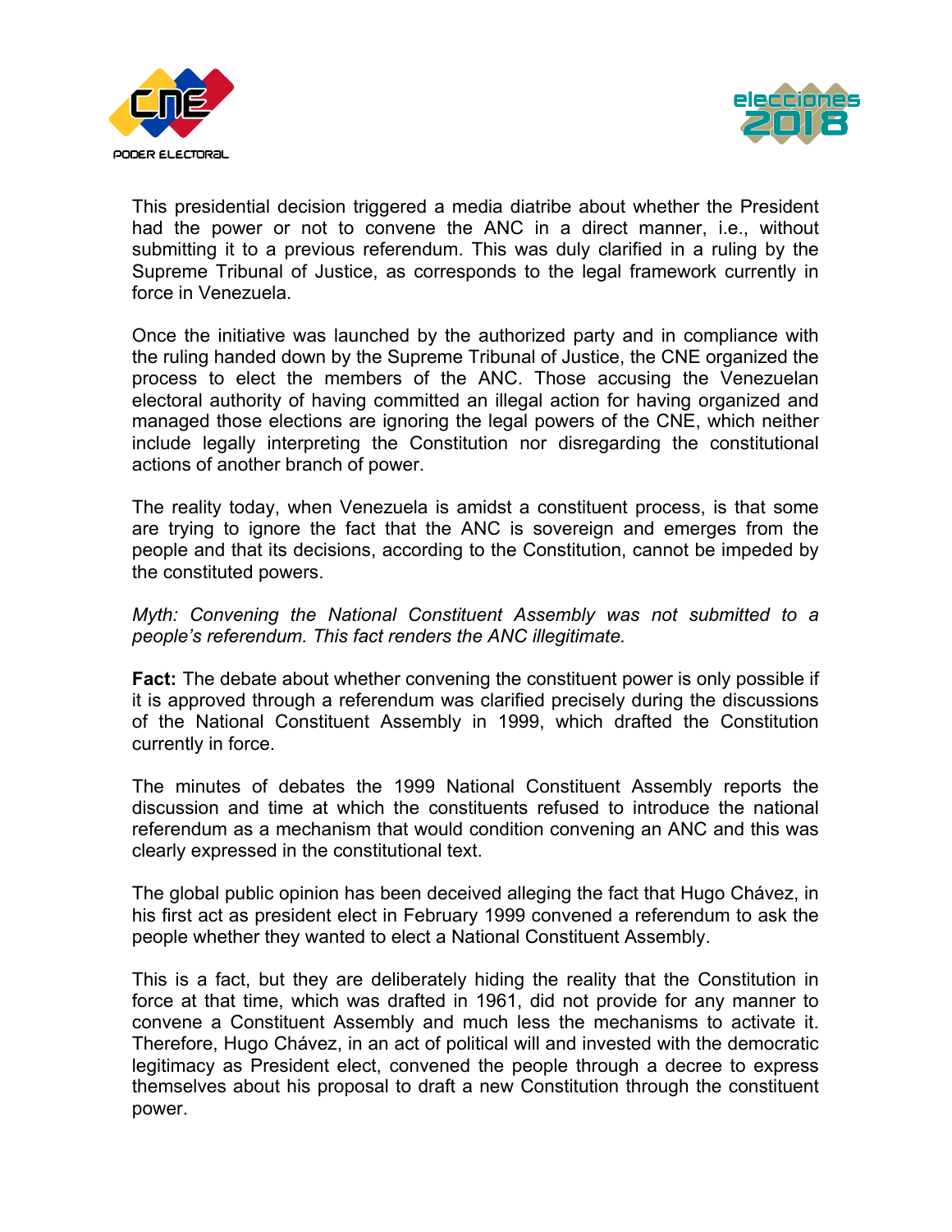This presidential decision triggered a media diatribe about whether the President had the power or not to convene the ANC in a direct manner, i.e., without submitting it to a previous referendum. This was duly clarified in a ruling by the Supreme Tribunal of Justice, as corresponds to the legal framework currently in force in Venezuela.

Once the initiative was launched by the authorized party and in compliance with the ruling handed down by the Supreme Tribunal of Justice, the CNE organized the process to elect the members of the ANC. Those accusing the Venezuelan electoral authority of having committed an illegal action for having organized and managed those elections are ignoring the legal powers of the CNE, which neither include legally interpreting the Constitution nor disregarding the constitutional actions of another branch of power.

The reality today, when Venezuela is amidst a constituent process, is that some are trying to ignore the fact that the ANC is sovereign and emerges from the people and that its decisions, according to the Constitution, cannot be impeded by the constituted powers.

*Myth: Convening the National Constituent Assembly was not submitted to a people's referendum. This fact renders the ANC illegitimate.*

**Fact:** The debate about whether convening the constituent power is only possible if it is approved through a referendum was clarified precisely during the discussions of the National Constituent Assembly in 1999, which drafted the Constitution currently in force.

The minutes of debates the 1999 National Constituent Assembly reports the discussion and time at which the constituents refused to introduce the national referendum as a mechanism that would condition convening an ANC and this was clearly expressed in the constitutional text.

The global public opinion has been deceived alleging the fact that Hugo Chávez, in his first act as president elect in February 1999 convened a referendum to ask the people whether they wanted to elect a National Constituent Assembly.

This is a fact, but they are deliberately hiding the reality that the Constitution in force at that time, which was drafted in 1961, did not provide for any manner to convene a Constituent Assembly and much less the mechanisms to activate it. Therefore, Hugo Chávez, in an act of political will and invested with the democratic legitimacy as President elect, convened the people through a decree to express themselves about his proposal to draft a new Constitution through the constituent power.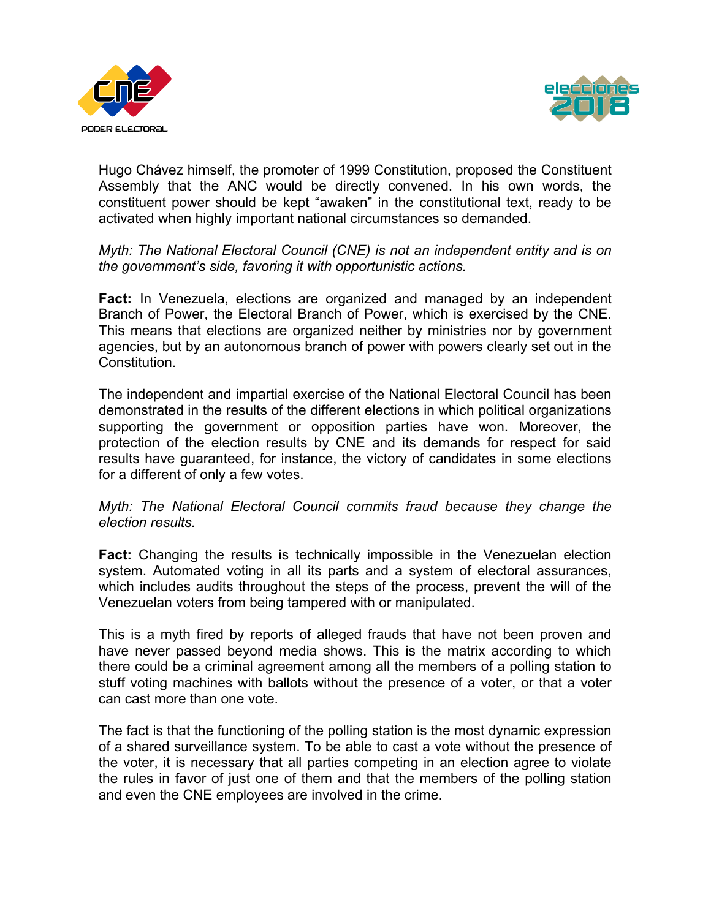Hugo Chávez himself, the promoter of 1999 Constitution, proposed the Constituent Assembly that the ANC would be directly convened. In his own words, the constituent power should be kept "awaken" in the constitutional text, ready to be activated when highly important national circumstances so demanded.

*Myth: The National Electoral Council (CNE) is not an independent entity and is on the government's side, favoring it with opportunistic actions.*

**Fact:** In Venezuela, elections are organized and managed by an independent Branch of Power, the Electoral Branch of Power, which is exercised by the CNE. This means that elections are organized neither by ministries nor by government agencies, but by an autonomous branch of power with powers clearly set out in the Constitution.

The independent and impartial exercise of the National Electoral Council has been demonstrated in the results of the different elections in which political organizations supporting the government or opposition parties have won. Moreover, the protection of the election results by CNE and its demands for respect for said results have guaranteed, for instance, the victory of candidates in some elections for a different of only a few votes.

*Myth: The National Electoral Council commits fraud because they change the election results.*

**Fact:** Changing the results is technically impossible in the Venezuelan election system. Automated voting in all its parts and a system of electoral assurances, which includes audits throughout the steps of the process, prevent the will of the Venezuelan voters from being tampered with or manipulated.

This is a myth fired by reports of alleged frauds that have not been proven and have never passed beyond media shows. This is the matrix according to which there could be a criminal agreement among all the members of a polling station to stuff voting machines with ballots without the presence of a voter, or that a voter can cast more than one vote.

The fact is that the functioning of the polling station is the most dynamic expression of a shared surveillance system. To be able to cast a vote without the presence of the voter, it is necessary that all parties competing in an election agree to violate the rules in favor of just one of them and that the members of the polling station and even the CNE employees are involved in the crime.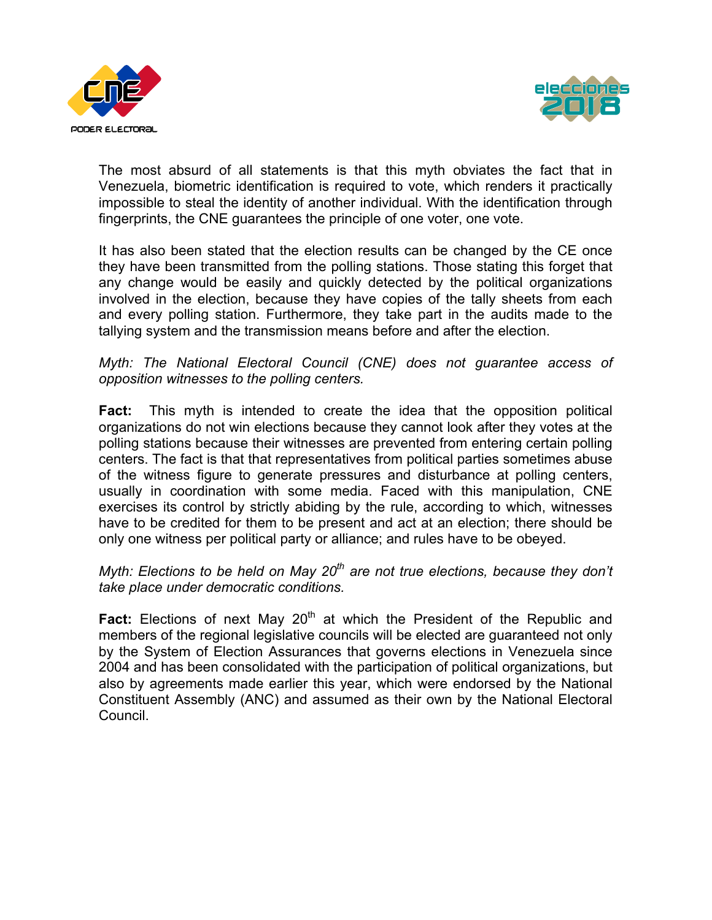The most absurd of all statements is that this myth obviates the fact that in Venezuela, biometric identification is required to vote, which renders it practically impossible to steal the identity of another individual. With the identification through fingerprints, the CNE guarantees the principle of one voter, one vote.

It has also been stated that the election results can be changed by the CE once they have been transmitted from the polling stations. Those stating this forget that any change would be easily and quickly detected by the political organizations involved in the election, because they have copies of the tally sheets from each and every polling station. Furthermore, they take part in the audits made to the tallying system and the transmission means before and after the election.

*Myth: The National Electoral Council (CNE) does not guarantee access of opposition witnesses to the polling centers.*

**Fact:** This myth is intended to create the idea that the opposition political organizations do not win elections because they cannot look after they votes at the polling stations because their witnesses are prevented from entering certain polling centers. The fact is that that representatives from political parties sometimes abuse of the witness figure to generate pressures and disturbance at polling centers, usually in coordination with some media. Faced with this manipulation, CNE exercises its control by strictly abiding by the rule, according to which, witnesses have to be credited for them to be present and act at an election; there should be only one witness per political party or alliance; and rules have to be obeyed.

*Myth: Elections to be held on May 20th are not true elections, because they don't take place under democratic conditions.*

**Fact:** Elections of next May 20th at which the President of the Republic and members of the regional legislative councils will be elected are guaranteed not only by the System of Election Assurances that governs elections in Venezuela since 2004 and has been consolidated with the participation of political organizations, but also by agreements made earlier this year, which were endorsed by the National Constituent Assembly (ANC) and assumed as their own by the National Electoral Council.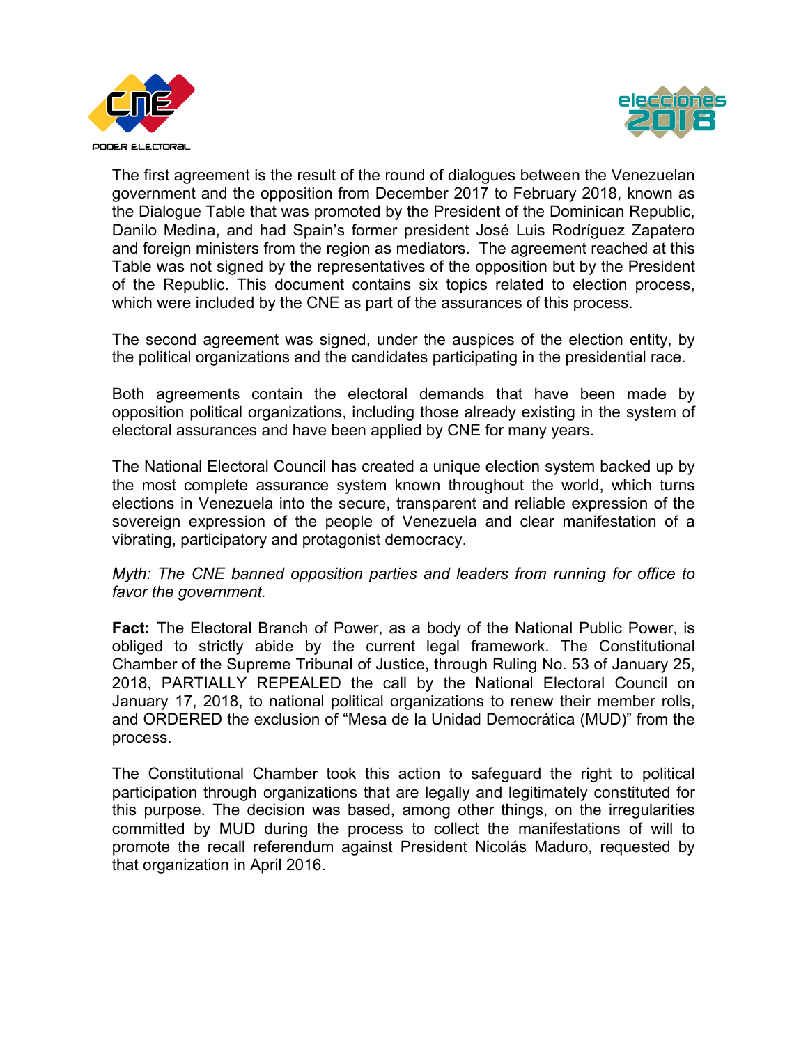The first agreement is the result of the round of dialogues between the Venezuelan government and the opposition from December 2017 to February 2018, known as the Dialogue Table that was promoted by the President of the Dominican Republic, Danilo Medina, and had Spain's former president José Luis Rodríguez Zapatero and foreign ministers from the region as mediators. The agreement reached at this Table was not signed by the representatives of the opposition but by the President of the Republic. This document contains six topics related to election process, which were included by the CNE as part of the assurances of this process.

The second agreement was signed, under the auspices of the election entity, by the political organizations and the candidates participating in the presidential race.

Both agreements contain the electoral demands that have been made by opposition political organizations, including those already existing in the system of electoral assurances and have been applied by CNE for many years.

The National Electoral Council has created a unique election system backed up by the most complete assurance system known throughout the world, which turns elections in Venezuela into the secure, transparent and reliable expression of the sovereign expression of the people of Venezuela and clear manifestation of a vibrating, participatory and protagonist democracy.

*Myth: The CNE banned opposition parties and leaders from running for office to favor the government.*

**Fact:** The Electoral Branch of Power, as a body of the National Public Power, is obliged to strictly abide by the current legal framework. The Constitutional Chamber of the Supreme Tribunal of Justice, through Ruling No. 53 of January 25, 2018, PARTIALLY REPEALED the call by the National Electoral Council on January 17, 2018, to national political organizations to renew their member rolls, and ORDERED the exclusion of "Mesa de la Unidad Democrática (MUD)" from the process.

The Constitutional Chamber took this action to safeguard the right to political participation through organizations that are legally and legitimately constituted for this purpose. The decision was based, among other things, on the irregularities committed by MUD during the process to collect the manifestations of will to promote the recall referendum against President Nicolás Maduro, requested by that organization in April 2016.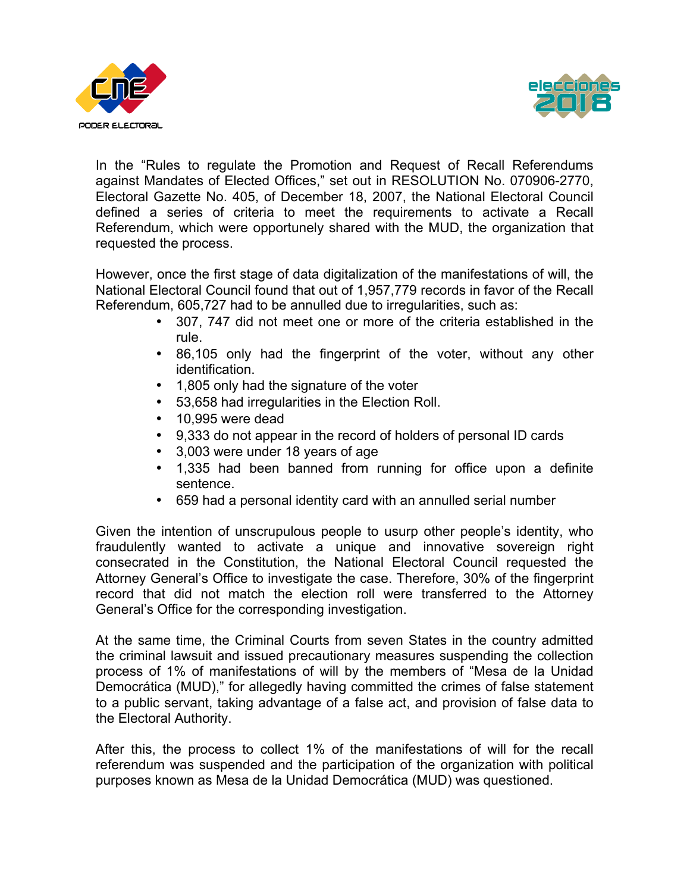In the "Rules to regulate the Promotion and Request of Recall Referendums against Mandates of Elected Offices," set out in RESOLUTION No. 070906-2770, Electoral Gazette No. 405, of December 18, 2007, the National Electoral Council defined a series of criteria to meet the requirements to activate a Recall Referendum, which were opportunely shared with the MUD, the organization that requested the process.

However, once the first stage of data digitalization of the manifestations of will, the National Electoral Council found that out of 1,957,779 records in favor of the Recall Referendum, 605,727 had to be annulled due to irregularities, such as:

- 307, 747 did not meet one or more of the criteria established in the rule.
- 86,105 only had the fingerprint of the voter, without any other identification.
- 1,805 only had the signature of the voter
- 53,658 had irregularities in the Election Roll.
- 10,995 were dead
- 9,333 do not appear in the record of holders of personal ID cards
- 3,003 were under 18 years of age
- 1,335 had been banned from running for office upon a definite sentence.
- 659 had a personal identity card with an annulled serial number

Given the intention of unscrupulous people to usurp other people's identity, who fraudulently wanted to activate a unique and innovative sovereign right consecrated in the Constitution, the National Electoral Council requested the Attorney General's Office to investigate the case. Therefore, 30% of the fingerprint record that did not match the election roll were transferred to the Attorney General's Office for the corresponding investigation.

At the same time, the Criminal Courts from seven States in the country admitted the criminal lawsuit and issued precautionary measures suspending the collection process of 1% of manifestations of will by the members of "Mesa de la Unidad Democrática (MUD)," for allegedly having committed the crimes of false statement to a public servant, taking advantage of a false act, and provision of false data to the Electoral Authority.

After this, the process to collect 1% of the manifestations of will for the recall referendum was suspended and the participation of the organization with political purposes known as Mesa de la Unidad Democrática (MUD) was questioned.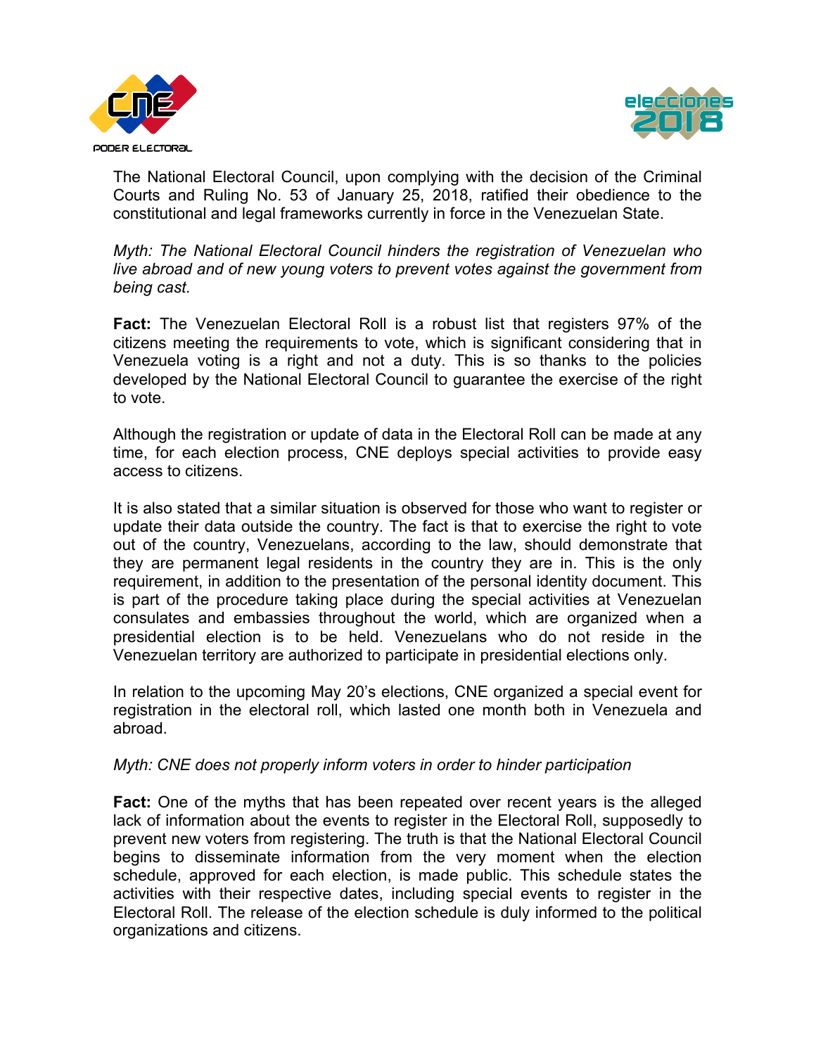The National Electoral Council, upon complying with the decision of the Criminal Courts and Ruling No. 53 of January 25, 2018, ratified their obedience to the constitutional and legal frameworks currently in force in the Venezuelan State.

*Myth: The National Electoral Council hinders the registration of Venezuelan who live abroad and of new young voters to prevent votes against the government from being cast.*

**Fact:** The Venezuelan Electoral Roll is a robust list that registers 97% of the citizens meeting the requirements to vote, which is significant considering that in Venezuela voting is a right and not a duty. This is so thanks to the policies developed by the National Electoral Council to guarantee the exercise of the right to vote.

Although the registration or update of data in the Electoral Roll can be made at any time, for each election process, CNE deploys special activities to provide easy access to citizens.

It is also stated that a similar situation is observed for those who want to register or update their data outside the country. The fact is that to exercise the right to vote out of the country, Venezuelans, according to the law, should demonstrate that they are permanent legal residents in the country they are in. This is the only requirement, in addition to the presentation of the personal identity document. This is part of the procedure taking place during the special activities at Venezuelan consulates and embassies throughout the world, which are organized when a presidential election is to be held. Venezuelans who do not reside in the Venezuelan territory are authorized to participate in presidential elections only.

In relation to the upcoming May 20's elections, CNE organized a special event for registration in the electoral roll, which lasted one month both in Venezuela and abroad.

*Myth: CNE does not properly inform voters in order to hinder participation*

**Fact:** One of the myths that has been repeated over recent years is the alleged lack of information about the events to register in the Electoral Roll, supposedly to prevent new voters from registering. The truth is that the National Electoral Council begins to disseminate information from the very moment when the election schedule, approved for each election, is made public. This schedule states the activities with their respective dates, including special events to register in the Electoral Roll. The release of the election schedule is duly informed to the political organizations and citizens.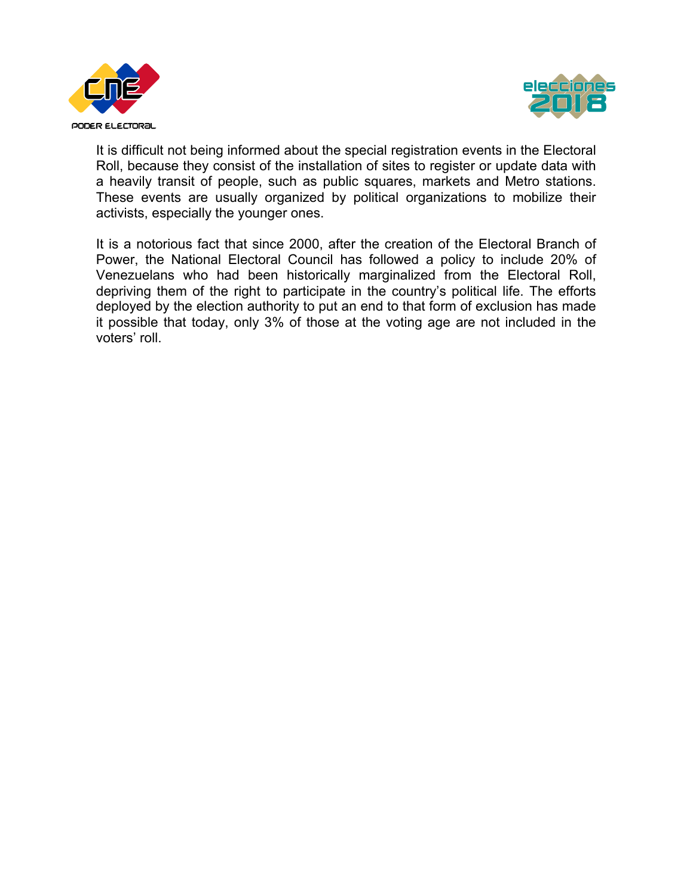It is difficult not being informed about the special registration events in the Electoral Roll, because they consist of the installation of sites to register or update data with a heavily transit of people, such as public squares, markets and Metro stations. These events are usually organized by political organizations to mobilize their activists, especially the younger ones.

It is a notorious fact that since 2000, after the creation of the Electoral Branch of Power, the National Electoral Council has followed a policy to include 20% of Venezuelans who had been historically marginalized from the Electoral Roll, depriving them of the right to participate in the country's political life. The efforts deployed by the election authority to put an end to that form of exclusion has made it possible that today, only 3% of those at the voting age are not included in the voters' roll.